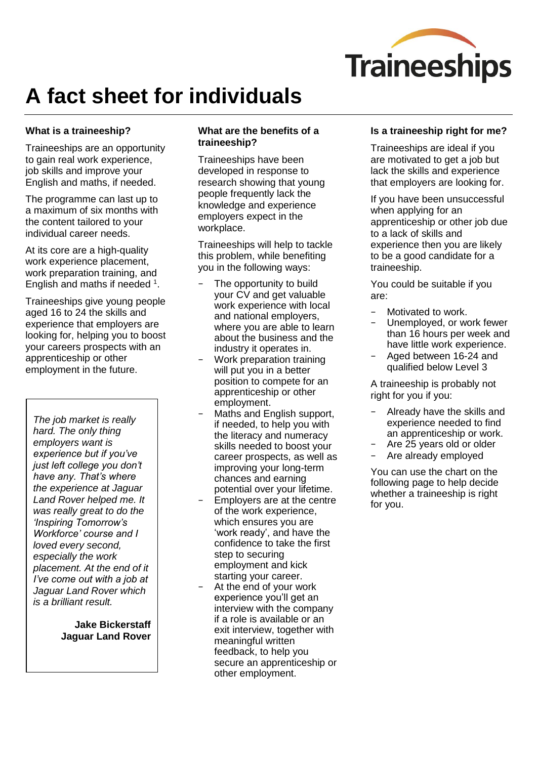Traineeships

# A fact sheet for individuals

### What is a traineeship?

Traineeships are an opportunity to gain real work experience, job skills and improve your English and maths, if needed.

The programme can last up to a maximum of six months with the content tailored to your individual career needs.

At its core are a high-quality work experience placement, work preparation training, and English and maths if needed [1].

Traineeships give young people aged 16 to 24 the skills and experience that employers are looking for, helping you to boost your careers prospects with an apprenticeship or other employment in the future.

> *The job market is really hard. The only thing employers want is experience but if you've just left college you don't have any. That's where the experience at Jaguar Land Rover helped me. It was really great to do the 'Inspiring Tomorrow's Workforce' course and I loved every second, especially the work placement. At the end of it I've come out with a job at Jaguar Land Rover which is a brilliant result.*
>
> **Jake Bickerstaff**
> **Jaguar Land Rover**

### What are the benefits of a traineeship?

Traineeships have been developed in response to research showing that young people frequently lack the knowledge and experience employers expect in the workplace.

Traineeships will help to tackle this problem, while benefiting you in the following ways:

- The opportunity to build your CV and get valuable work experience with local and national employers, where you are able to learn about the business and the industry it operates in.
- Work preparation training will put you in a better position to compete for an apprenticeship or other employment.
- Maths and English support, if needed, to help you with the literacy and numeracy skills needed to boost your career prospects, as well as improving your long-term chances and earning potential over your lifetime.
- Employers are at the centre of the work experience, which ensures you are 'work ready', and have the confidence to take the first step to securing employment and kick starting your career.
- At the end of your work experience you'll get an interview with the company if a role is available or an exit interview, together with meaningful written feedback, to help you secure an apprenticeship or other employment.

### Is a traineeship right for me?

Traineeships are ideal if you are motivated to get a job but lack the skills and experience that employers are looking for.

If you have been unsuccessful when applying for an apprenticeship or other job due to a lack of skills and experience then you are likely to be a good candidate for a traineeship.

You could be suitable if you are:

- Motivated to work.
- Unemployed, or work fewer than 16 hours per week and have little work experience.
- Aged between 16-24 and qualified below Level 3

A traineeship is probably not right for you if you:

- Already have the skills and experience needed to find an apprenticeship or work.
- Are 25 years old or older
- Are already employed

You can use the chart on the following page to help decide whether a traineeship is right for you.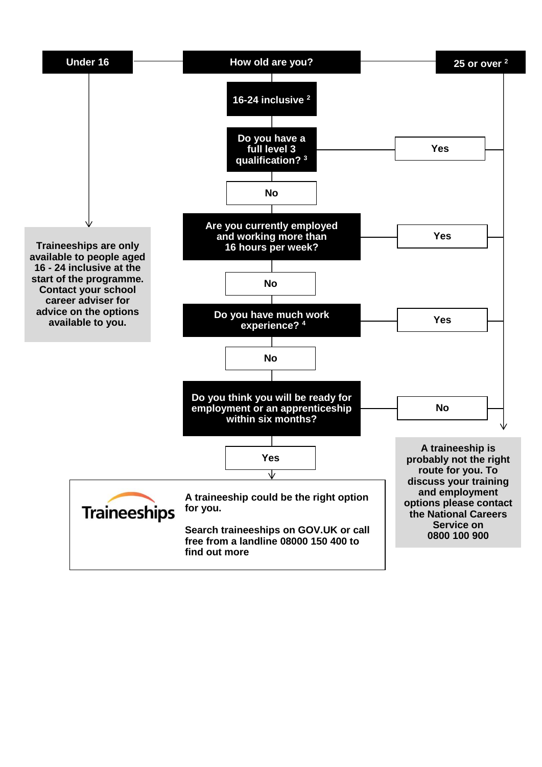**How old are you?**

- **Under 16**
  - Traineeships are only available to people aged 16 - 24 inclusive at the start of the programme. Contact your school career adviser for advice on the options available to you.
- **16-24 inclusive** [2]
  - **Do you have a full level 3 qualification?** [3]
    - Yes → A traineeship is probably not the right route for you.
    - No → **Are you currently employed and working more than 16 hours per week?**
      - Yes → A traineeship is probably not the right route for you.
      - No → **Do you have much work experience?** [4]
        - Yes → A traineeship is probably not the right route for you.
        - No → **Do you think you will be ready for employment or an apprenticeship within six months?**
          - No → A traineeship is probably not the right route for you.
          - Yes → A traineeship could be the right option for you.
- **25 or over** [2]
  - A traineeship is probably not the right route for you.

---

**A traineeship is probably not the right route for you. To discuss your training and employment options please contact the National Careers Service on 0800 100 900**

---

**Traineeships**

**A traineeship could be the right option for you.**

**Search traineeships on GOV.UK or call free from a landline 08000 150 400 to find out more**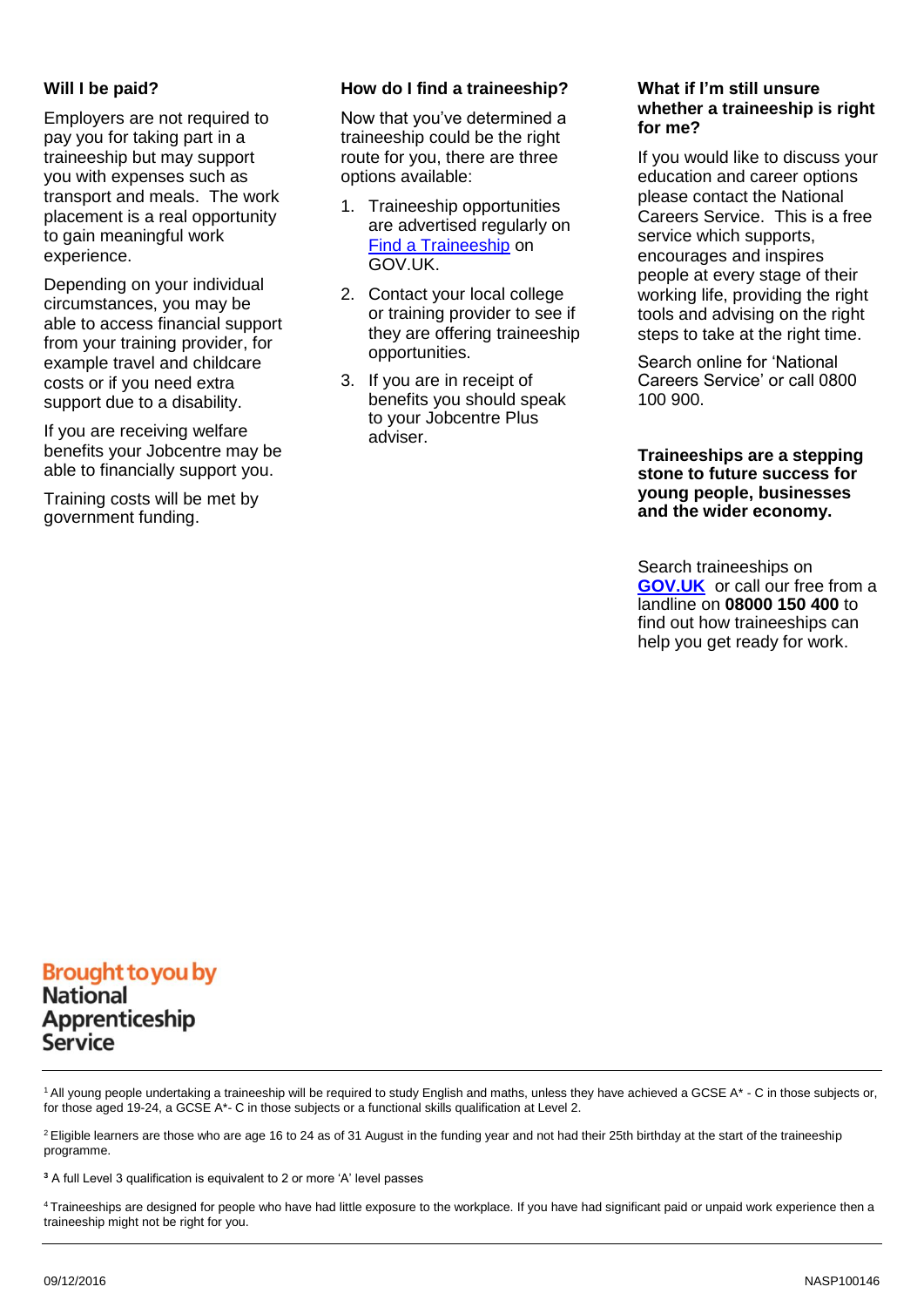### Will I be paid?

Employers are not required to pay you for taking part in a traineeship but may support you with expenses such as transport and meals. The work placement is a real opportunity to gain meaningful work experience.

Depending on your individual circumstances, you may be able to access financial support from your training provider, for example travel and childcare costs or if you need extra support due to a disability.

If you are receiving welfare benefits your Jobcentre may be able to financially support you.

Training costs will be met by government funding.

### How do I find a traineeship?

Now that you've determined a traineeship could be the right route for you, there are three options available:

1. Traineeship opportunities are advertised regularly on [Find a Traineeship](#) on GOV.UK.
2. Contact your local college or training provider to see if they are offering traineeship opportunities.
3. If you are in receipt of benefits you should speak to your Jobcentre Plus adviser.

### What if I'm still unsure whether a traineeship is right for me?

If you would like to discuss your education and career options please contact the National Careers Service. This is a free service which supports, encourages and inspires people at every stage of their working life, providing the right tools and advising on the right steps to take at the right time.

Search online for 'National Careers Service' or call 0800 100 900.

**Traineeships are a stepping stone to future success for young people, businesses and the wider economy.**

Search traineeships on **[GOV.UK](#)** or call our free from a landline on **08000 150 400** to find out how traineeships can help you get ready for work.

Brought to you by
**National Apprenticeship Service**

---

[1] All young people undertaking a traineeship will be required to study English and maths, unless they have achieved a GCSE A* - C in those subjects or, for those aged 19-24, a GCSE A*- C in those subjects or a functional skills qualification at Level 2.

[2] Eligible learners are those who are age 16 to 24 as of 31 August in the funding year and not had their 25th birthday at the start of the traineeship programme.

[3] A full Level 3 qualification is equivalent to 2 or more 'A' level passes

[4] Traineeships are designed for people who have had little exposure to the workplace. If you have had significant paid or unpaid work experience then a traineeship might not be right for you.

09/12/2016 NASP100146